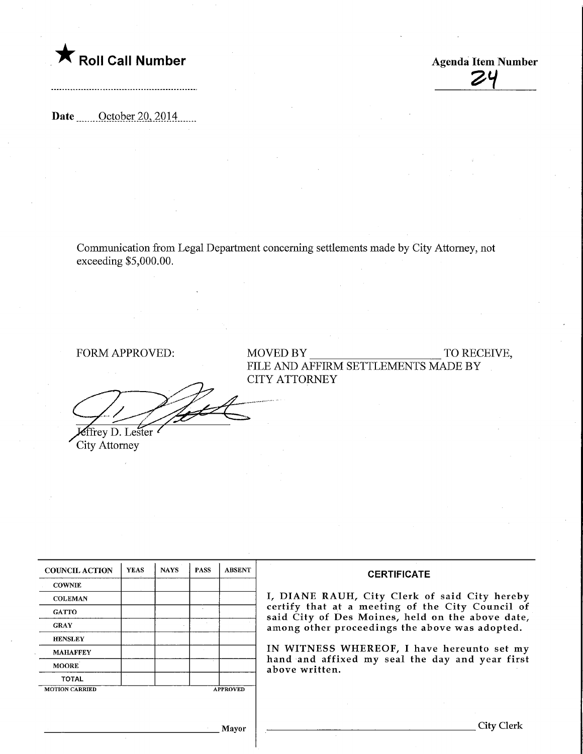★ **Roll Call Number**

**Agenda Item Number**

24

**Date** October 20, 2014

Communication from Legal Department concerning settlements made by City Attorney, not exceeding $5,000.00.

FORM APPROVED:

MOVED BY ______________________ TO RECEIVE, FILE AND AFFIRM SETTLEMENTS MADE BY CITY ATTORNEY

Jeffrey D. Lester
City Attorney

| COUNCIL ACTION | YEAS | NAYS | PASS | ABSENT |
|---|---|---|---|---|
| COWNIE | | | | |
| COLEMAN | | | | |
| GATTO | | | | |
| GRAY | | | | |
| HENSLEY | | | | |
| MAHAFFEY | | | | |
| MOORE | | | | |
| TOTAL | | | | |
| MOTION CARRIED | | | | APPROVED |

______________________ Mayor

**CERTIFICATE**

I, DIANE RAUH, City Clerk of said City hereby certify that at a meeting of the City Council of said City of Des Moines, held on the above date, among other proceedings the above was adopted.

IN WITNESS WHEREOF, I have hereunto set my hand and affixed my seal the day and year first above written.

______________________ City Clerk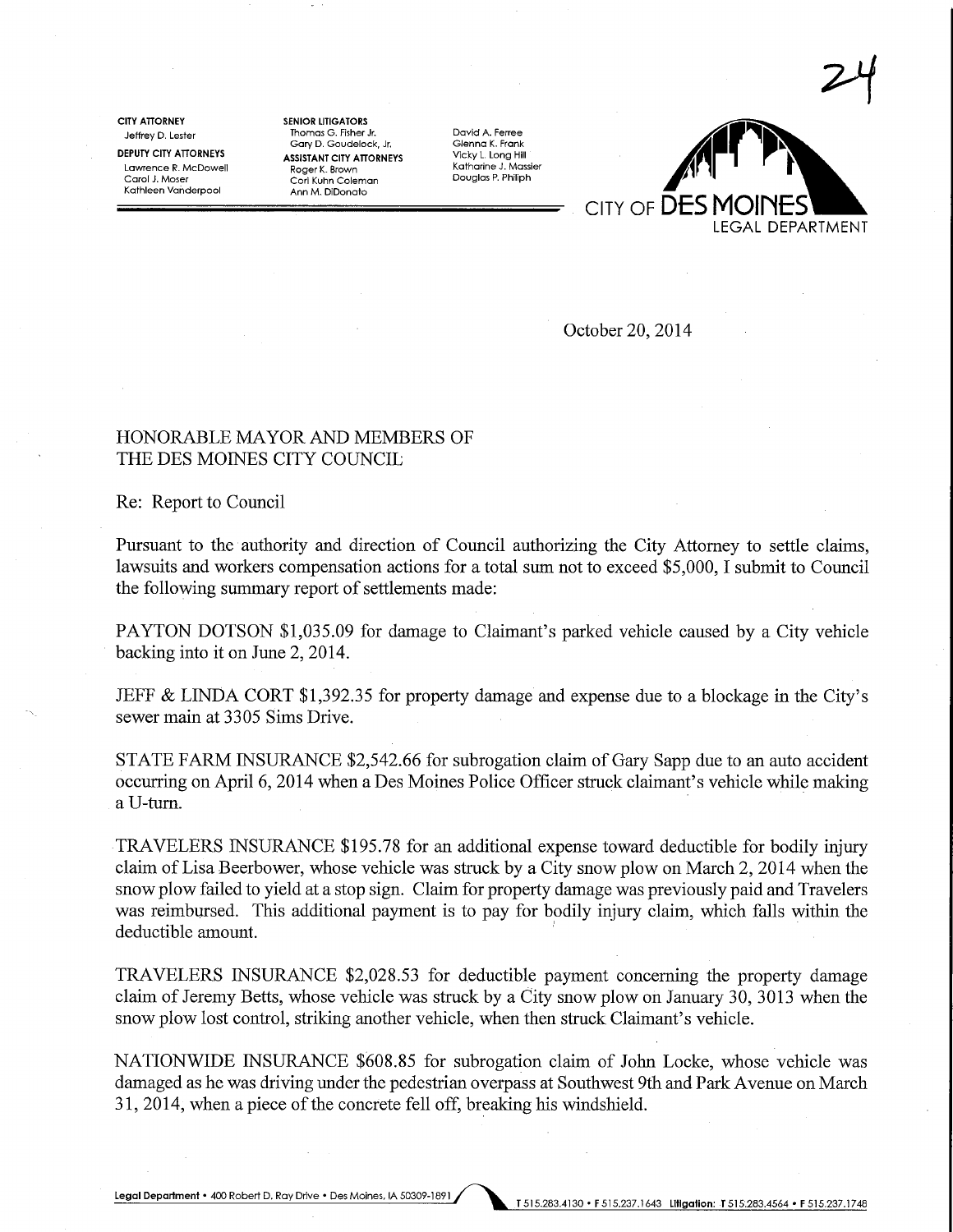24

CITY ATTORNEY
Jeffrey D. Lester

DEPUTY CITY ATTORNEYS
Lawrence R. McDowell
Carol J. Moser
Kathleen Vanderpool

SENIOR LITIGATORS
Thomas G. Fisher Jr.
Gary D. Goudelock, Jr.

ASSISTANT CITY ATTORNEYS
Roger K. Brown
Cori Kuhn Coleman
Ann M. DiDonato

David A. Ferree
Glenna K. Frank
Vicky L. Long Hill
Katharine J. Massier
Douglas P. Philiph

CITY OF DES MOINES
LEGAL DEPARTMENT

October 20, 2014

HONORABLE MAYOR AND MEMBERS OF
THE DES MOINES CITY COUNCIL

Re: Report to Council

Pursuant to the authority and direction of Council authorizing the City Attorney to settle claims, lawsuits and workers compensation actions for a total sum not to exceed $5,000, I submit to Council the following summary report of settlements made:

PAYTON DOTSON $1,035.09 for damage to Claimant's parked vehicle caused by a City vehicle backing into it on June 2, 2014.

JEFF & LINDA CORT $1,392.35 for property damage and expense due to a blockage in the City's sewer main at 3305 Sims Drive.

STATE FARM INSURANCE $2,542.66 for subrogation claim of Gary Sapp due to an auto accident occurring on April 6, 2014 when a Des Moines Police Officer struck claimant's vehicle while making a U-turn.

TRAVELERS INSURANCE $195.78 for an additional expense toward deductible for bodily injury claim of Lisa Beerbower, whose vehicle was struck by a City snow plow on March 2, 2014 when the snow plow failed to yield at a stop sign. Claim for property damage was previously paid and Travelers was reimbursed. This additional payment is to pay for bodily injury claim, which falls within the deductible amount.

TRAVELERS INSURANCE $2,028.53 for deductible payment concerning the property damage claim of Jeremy Betts, whose vehicle was struck by a City snow plow on January 30, 3013 when the snow plow lost control, striking another vehicle, when then struck Claimant's vehicle.

NATIONWIDE INSURANCE $608.85 for subrogation claim of John Locke, whose vehicle was damaged as he was driving under the pedestrian overpass at Southwest 9th and Park Avenue on March 31, 2014, when a piece of the concrete fell off, breaking his windshield.

Legal Department • 400 Robert D. Ray Drive • Des Moines, IA 50309-1891 T 515.283.4130 • F 515.237.1643 Litigation: T 515.283.4564 • F 515.237.1748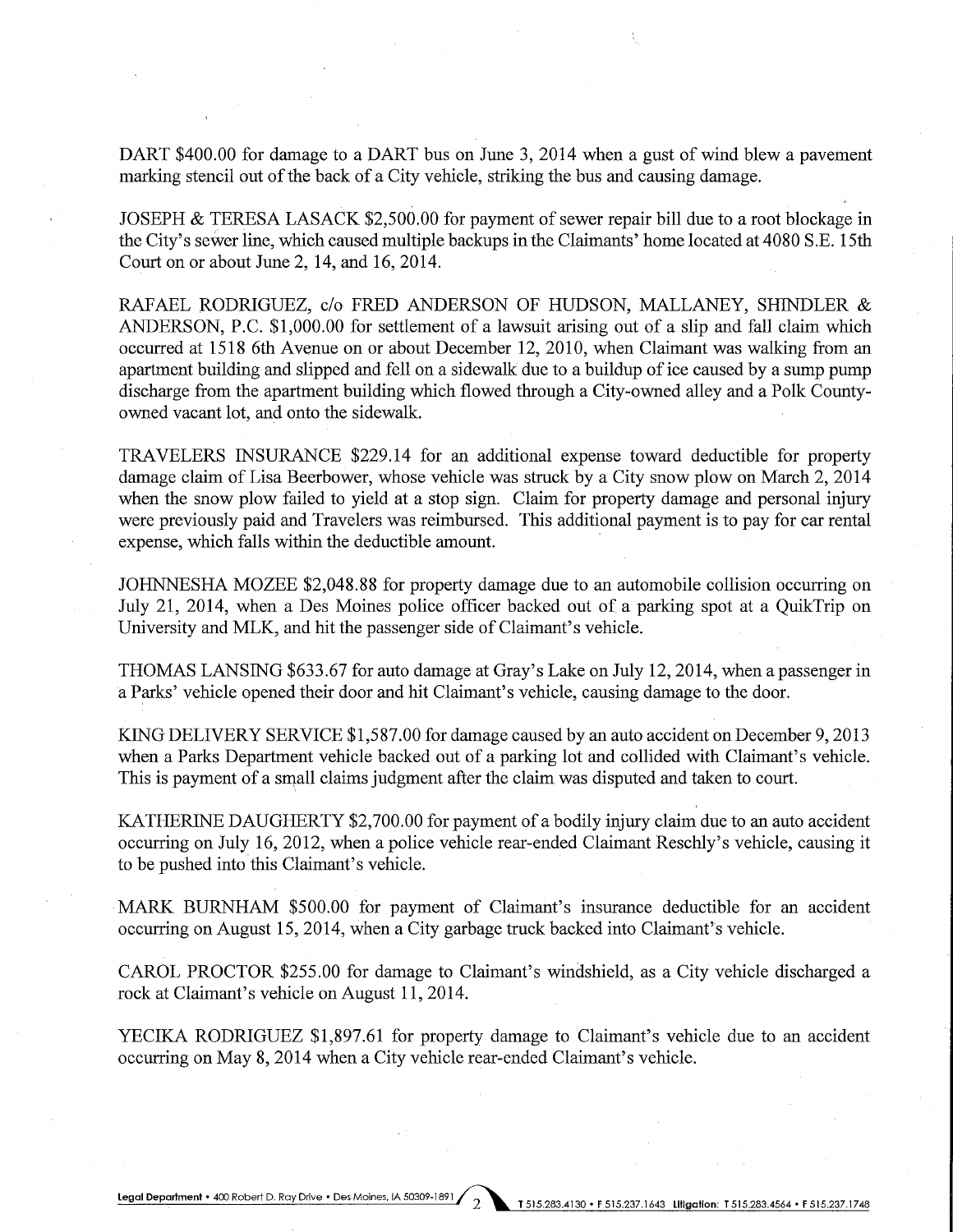DART $400.00 for damage to a DART bus on June 3, 2014 when a gust of wind blew a pavement marking stencil out of the back of a City vehicle, striking the bus and causing damage.

JOSEPH & TERESA LASACK $2,500.00 for payment of sewer repair bill due to a root blockage in the City's sewer line, which caused multiple backups in the Claimants' home located at 4080 S.E. 15th Court on or about June 2, 14, and 16, 2014.

RAFAEL RODRIGUEZ, c/o FRED ANDERSON OF HUDSON, MALLANEY, SHINDLER & ANDERSON, P.C. $1,000.00 for settlement of a lawsuit arising out of a slip and fall claim which occurred at 1518 6th Avenue on or about December 12, 2010, when Claimant was walking from an apartment building and slipped and fell on a sidewalk due to a buildup of ice caused by a sump pump discharge from the apartment building which flowed through a City-owned alley and a Polk County-owned vacant lot, and onto the sidewalk.

TRAVELERS INSURANCE $229.14 for an additional expense toward deductible for property damage claim of Lisa Beerbower, whose vehicle was struck by a City snow plow on March 2, 2014 when the snow plow failed to yield at a stop sign. Claim for property damage and personal injury were previously paid and Travelers was reimbursed. This additional payment is to pay for car rental expense, which falls within the deductible amount.

JOHNNESHA MOZEE $2,048.88 for property damage due to an automobile collision occurring on July 21, 2014, when a Des Moines police officer backed out of a parking spot at a QuikTrip on University and MLK, and hit the passenger side of Claimant's vehicle.

THOMAS LANSING $633.67 for auto damage at Gray's Lake on July 12, 2014, when a passenger in a Parks' vehicle opened their door and hit Claimant's vehicle, causing damage to the door.

KING DELIVERY SERVICE $1,587.00 for damage caused by an auto accident on December 9, 2013 when a Parks Department vehicle backed out of a parking lot and collided with Claimant's vehicle. This is payment of a small claims judgment after the claim was disputed and taken to court.

KATHERINE DAUGHERTY $2,700.00 for payment of a bodily injury claim due to an auto accident occurring on July 16, 2012, when a police vehicle rear-ended Claimant Reschly's vehicle, causing it to be pushed into this Claimant's vehicle.

MARK BURNHAM $500.00 for payment of Claimant's insurance deductible for an accident occurring on August 15, 2014, when a City garbage truck backed into Claimant's vehicle.

CAROL PROCTOR $255.00 for damage to Claimant's windshield, as a City vehicle discharged a rock at Claimant's vehicle on August 11, 2014.

YECIKA RODRIGUEZ $1,897.61 for property damage to Claimant's vehicle due to an accident occurring on May 8, 2014 when a City vehicle rear-ended Claimant's vehicle.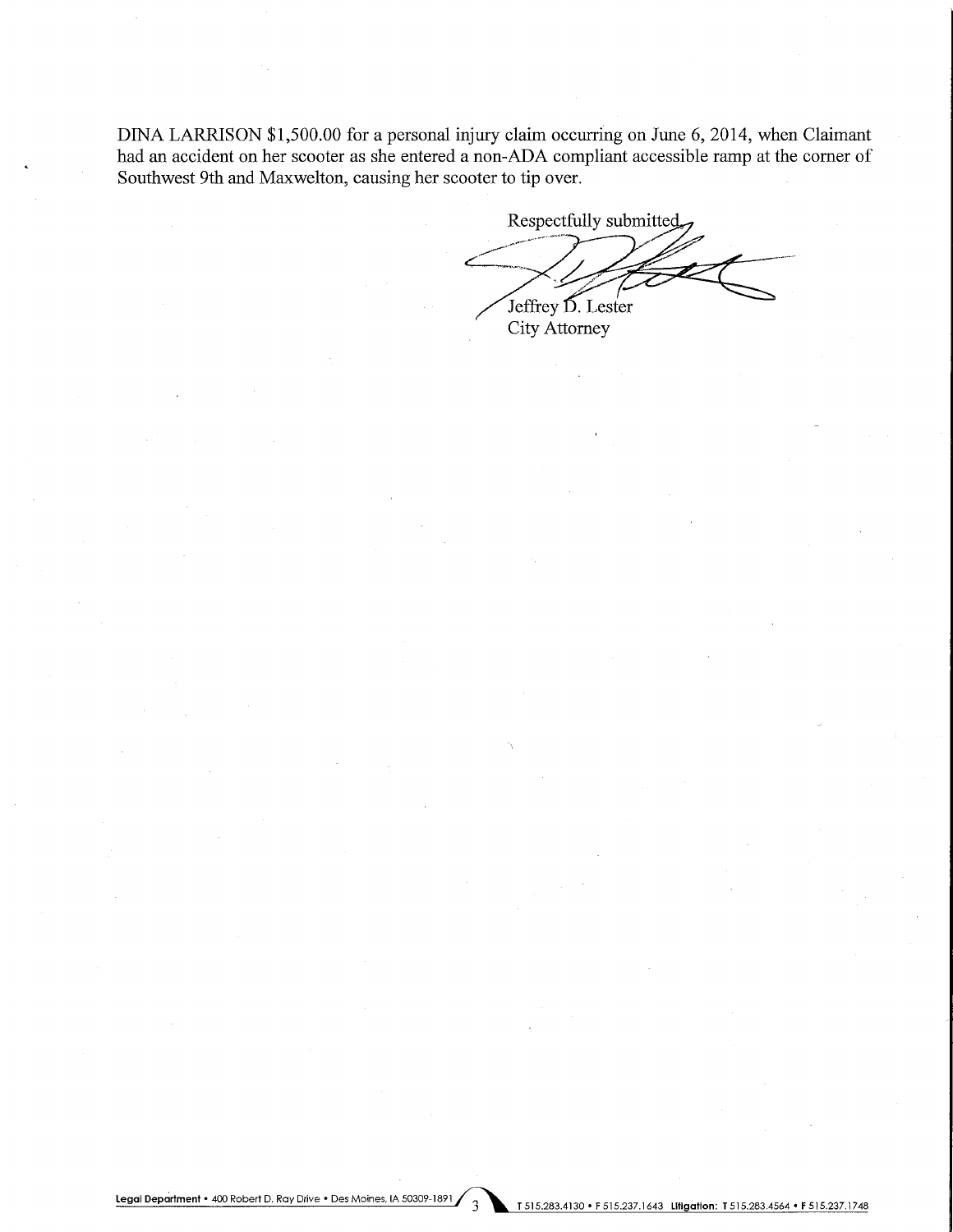DINA LARRISON $1,500.00 for a personal injury claim occurring on June 6, 2014, when Claimant had an accident on her scooter as she entered a non-ADA compliant accessible ramp at the corner of Southwest 9th and Maxwelton, causing her scooter to tip over.

Respectfully submitted,

Jeffrey D. Lester
City Attorney

**Legal Department** • 400 Robert D. Ray Drive • Des Moines, IA 50309-1891 T 515.283.4130 • F 515.237.1643 **Litigation:** T 515.283.4564 • F 515.237.1748